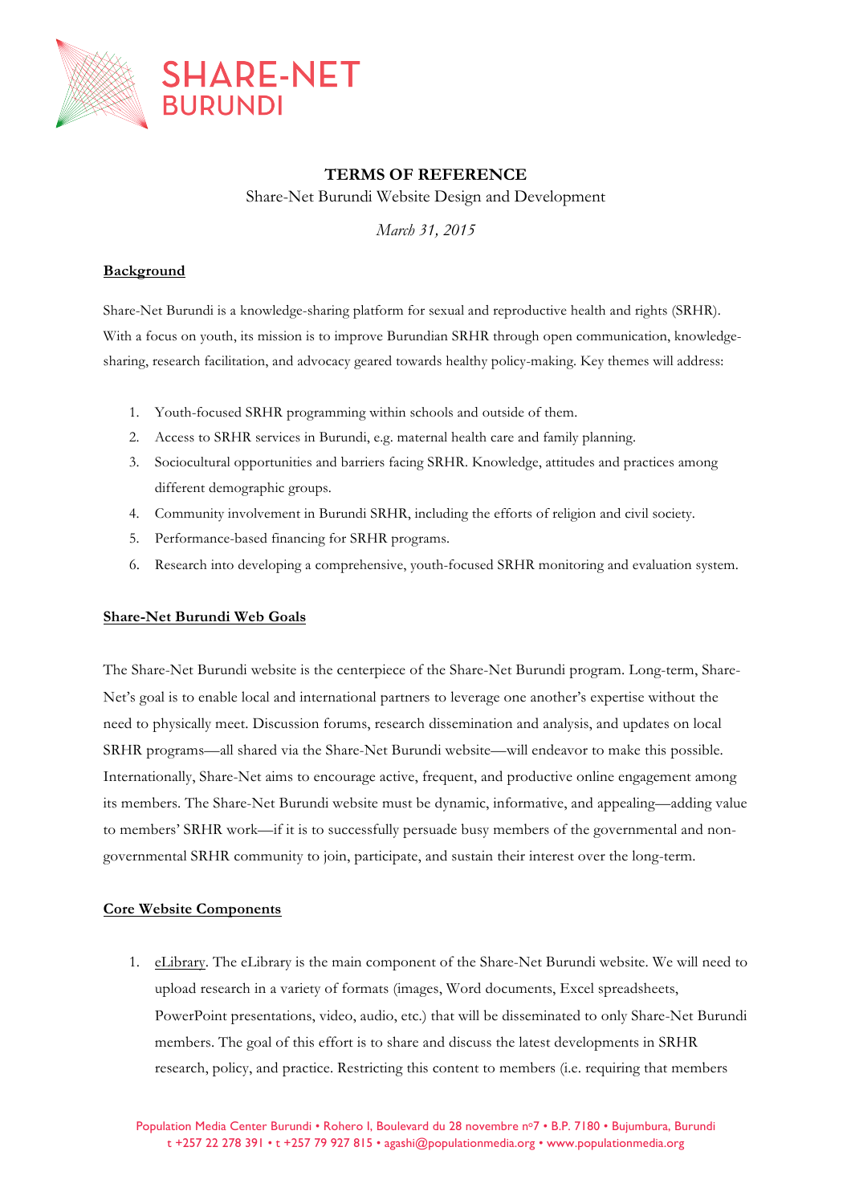SHARE-NET
BURUNDI

# TERMS OF REFERENCE

Share-Net Burundi Website Design and Development

*March 31, 2015*

## Background

Share-Net Burundi is a knowledge-sharing platform for sexual and reproductive health and rights (SRHR). With a focus on youth, its mission is to improve Burundian SRHR through open communication, knowledge-sharing, research facilitation, and advocacy geared towards healthy policy-making. Key themes will address:

1. Youth-focused SRHR programming within schools and outside of them.
2. Access to SRHR services in Burundi, e.g. maternal health care and family planning.
3. Sociocultural opportunities and barriers facing SRHR. Knowledge, attitudes and practices among different demographic groups.
4. Community involvement in Burundi SRHR, including the efforts of religion and civil society.
5. Performance-based financing for SRHR programs.
6. Research into developing a comprehensive, youth-focused SRHR monitoring and evaluation system.

## Share-Net Burundi Web Goals

The Share-Net Burundi website is the centerpiece of the Share-Net Burundi program. Long-term, Share-Net's goal is to enable local and international partners to leverage one another's expertise without the need to physically meet. Discussion forums, research dissemination and analysis, and updates on local SRHR programs—all shared via the Share-Net Burundi website—will endeavor to make this possible. Internationally, Share-Net aims to encourage active, frequent, and productive online engagement among its members. The Share-Net Burundi website must be dynamic, informative, and appealing—adding value to members' SRHR work—if it is to successfully persuade busy members of the governmental and non-governmental SRHR community to join, participate, and sustain their interest over the long-term.

## Core Website Components

1. eLibrary. The eLibrary is the main component of the Share-Net Burundi website. We will need to upload research in a variety of formats (images, Word documents, Excel spreadsheets, PowerPoint presentations, video, audio, etc.) that will be disseminated to only Share-Net Burundi members. The goal of this effort is to share and discuss the latest developments in SRHR research, policy, and practice. Restricting this content to members (i.e. requiring that members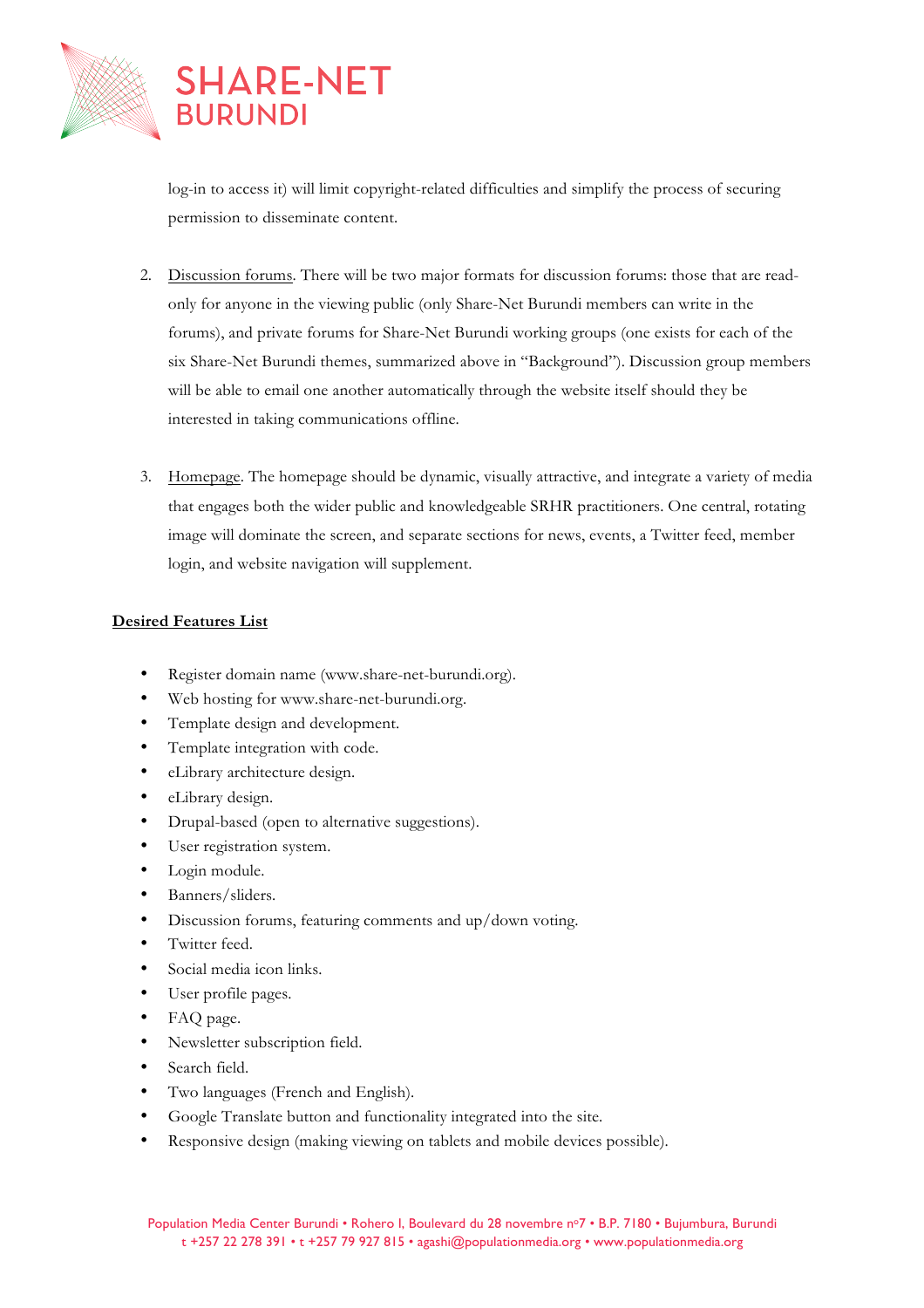log-in to access it) will limit copyright-related difficulties and simplify the process of securing permission to disseminate content.

2. Discussion forums. There will be two major formats for discussion forums: those that are read-only for anyone in the viewing public (only Share-Net Burundi members can write in the forums), and private forums for Share-Net Burundi working groups (one exists for each of the six Share-Net Burundi themes, summarized above in "Background"). Discussion group members will be able to email one another automatically through the website itself should they be interested in taking communications offline.

3. Homepage. The homepage should be dynamic, visually attractive, and integrate a variety of media that engages both the wider public and knowledgeable SRHR practitioners. One central, rotating image will dominate the screen, and separate sections for news, events, a Twitter feed, member login, and website navigation will supplement.

**Desired Features List**

- Register domain name (www.share-net-burundi.org).
- Web hosting for www.share-net-burundi.org.
- Template design and development.
- Template integration with code.
- eLibrary architecture design.
- eLibrary design.
- Drupal-based (open to alternative suggestions).
- User registration system.
- Login module.
- Banners/sliders.
- Discussion forums, featuring comments and up/down voting.
- Twitter feed.
- Social media icon links.
- User profile pages.
- FAQ page.
- Newsletter subscription field.
- Search field.
- Two languages (French and English).
- Google Translate button and functionality integrated into the site.
- Responsive design (making viewing on tablets and mobile devices possible).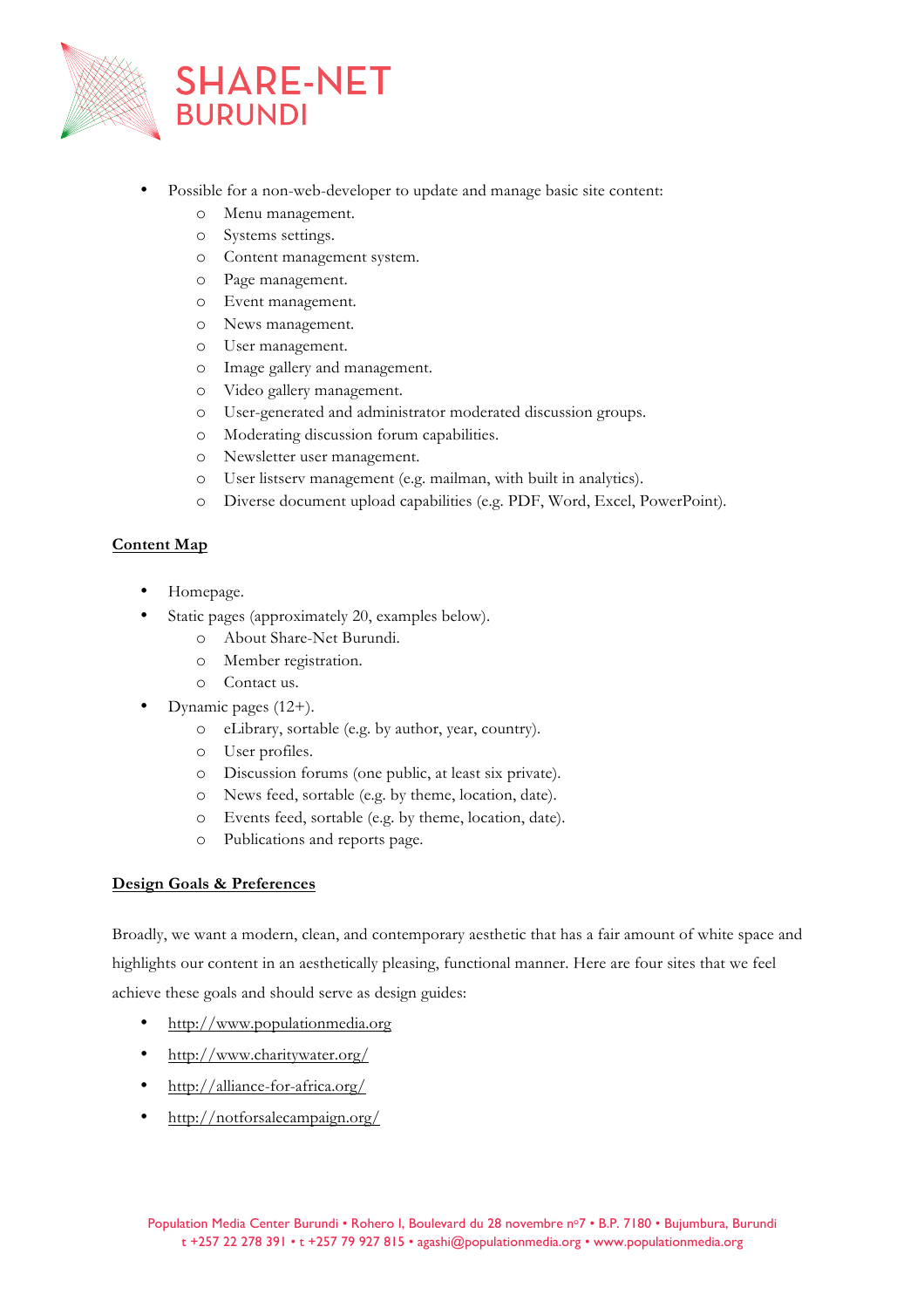- Possible for a non-web-developer to update and manage basic site content:
  - Menu management.
  - Systems settings.
  - Content management system.
  - Page management.
  - Event management.
  - News management.
  - User management.
  - Image gallery and management.
  - Video gallery management.
  - User-generated and administrator moderated discussion groups.
  - Moderating discussion forum capabilities.
  - Newsletter user management.
  - User listserv management (e.g. mailman, with built in analytics).
  - Diverse document upload capabilities (e.g. PDF, Word, Excel, PowerPoint).

**Content Map**

- Homepage.
- Static pages (approximately 20, examples below).
  - About Share-Net Burundi.
  - Member registration.
  - Contact us.
- Dynamic pages (12+).
  - eLibrary, sortable (e.g. by author, year, country).
  - User profiles.
  - Discussion forums (one public, at least six private).
  - News feed, sortable (e.g. by theme, location, date).
  - Events feed, sortable (e.g. by theme, location, date).
  - Publications and reports page.

**Design Goals & Preferences**

Broadly, we want a modern, clean, and contemporary aesthetic that has a fair amount of white space and highlights our content in an aesthetically pleasing, functional manner. Here are four sites that we feel achieve these goals and should serve as design guides:

- http://www.populationmedia.org
- http://www.charitywater.org/
- http://alliance-for-africa.org/
- http://notforsalecampaign.org/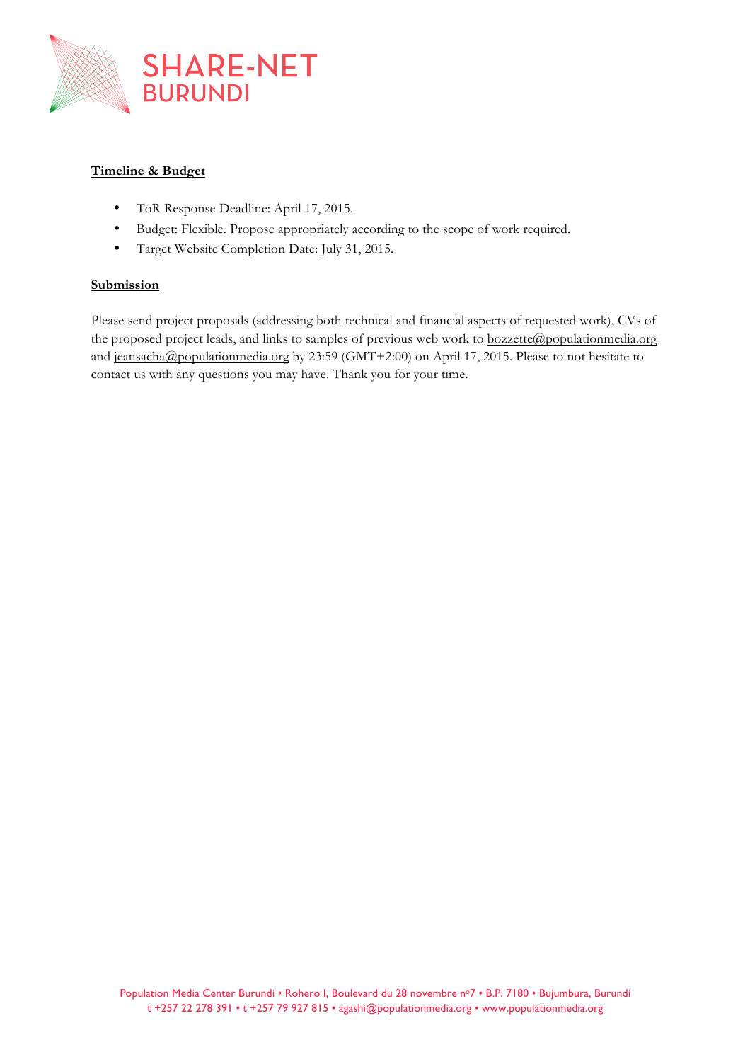**Timeline & Budget**

- ToR Response Deadline: April 17, 2015.
- Budget: Flexible. Propose appropriately according to the scope of work required.
- Target Website Completion Date: July 31, 2015.

**Submission**

Please send project proposals (addressing both technical and financial aspects of requested work), CVs of the proposed project leads, and links to samples of previous web work to bozzette@populationmedia.org and jeansacha@populationmedia.org by 23:59 (GMT+2:00) on April 17, 2015. Please to not hesitate to contact us with any questions you may have. Thank you for your time.